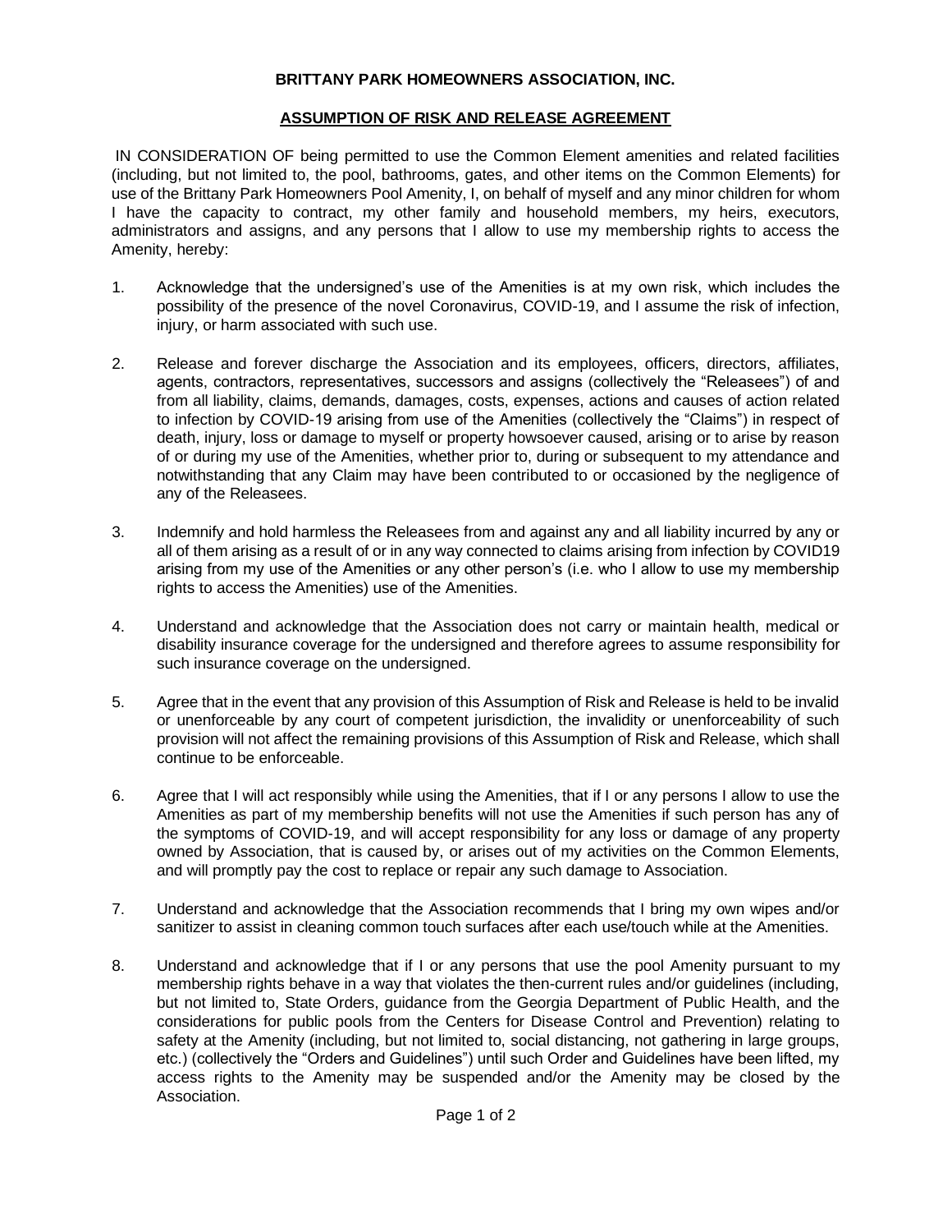**BRITTANY PARK HOMEOWNERS ASSOCIATION, INC.**

**<u>ASSUMPTION OF RISK AND RELEASE AGREEMENT</u>**

IN CONSIDERATION OF being permitted to use the Common Element amenities and related facilities (including, but not limited to, the pool, bathrooms, gates, and other items on the Common Elements) for use of the Brittany Park Homeowners Pool Amenity, I, on behalf of myself and any minor children for whom I have the capacity to contract, my other family and household members, my heirs, executors, administrators and assigns, and any persons that I allow to use my membership rights to access the Amenity, hereby:

1. Acknowledge that the undersigned's use of the Amenities is at my own risk, which includes the possibility of the presence of the novel Coronavirus, COVID-19, and I assume the risk of infection, injury, or harm associated with such use.

2. Release and forever discharge the Association and its employees, officers, directors, affiliates, agents, contractors, representatives, successors and assigns (collectively the "Releasees") of and from all liability, claims, demands, damages, costs, expenses, actions and causes of action related to infection by COVID-19 arising from use of the Amenities (collectively the "Claims") in respect of death, injury, loss or damage to myself or property howsoever caused, arising or to arise by reason of or during my use of the Amenities, whether prior to, during or subsequent to my attendance and notwithstanding that any Claim may have been contributed to or occasioned by the negligence of any of the Releasees.

3. Indemnify and hold harmless the Releasees from and against any and all liability incurred by any or all of them arising as a result of or in any way connected to claims arising from infection by COVID19 arising from my use of the Amenities or any other person's (i.e. who I allow to use my membership rights to access the Amenities) use of the Amenities.

4. Understand and acknowledge that the Association does not carry or maintain health, medical or disability insurance coverage for the undersigned and therefore agrees to assume responsibility for such insurance coverage on the undersigned.

5. Agree that in the event that any provision of this Assumption of Risk and Release is held to be invalid or unenforceable by any court of competent jurisdiction, the invalidity or unenforceability of such provision will not affect the remaining provisions of this Assumption of Risk and Release, which shall continue to be enforceable.

6. Agree that I will act responsibly while using the Amenities, that if I or any persons I allow to use the Amenities as part of my membership benefits will not use the Amenities if such person has any of the symptoms of COVID-19, and will accept responsibility for any loss or damage of any property owned by Association, that is caused by, or arises out of my activities on the Common Elements, and will promptly pay the cost to replace or repair any such damage to Association.

7. Understand and acknowledge that the Association recommends that I bring my own wipes and/or sanitizer to assist in cleaning common touch surfaces after each use/touch while at the Amenities.

8. Understand and acknowledge that if I or any persons that use the pool Amenity pursuant to my membership rights behave in a way that violates the then-current rules and/or guidelines (including, but not limited to, State Orders, guidance from the Georgia Department of Public Health, and the considerations for public pools from the Centers for Disease Control and Prevention) relating to safety at the Amenity (including, but not limited to, social distancing, not gathering in large groups, etc.) (collectively the "Orders and Guidelines") until such Order and Guidelines have been lifted, my access rights to the Amenity may be suspended and/or the Amenity may be closed by the Association.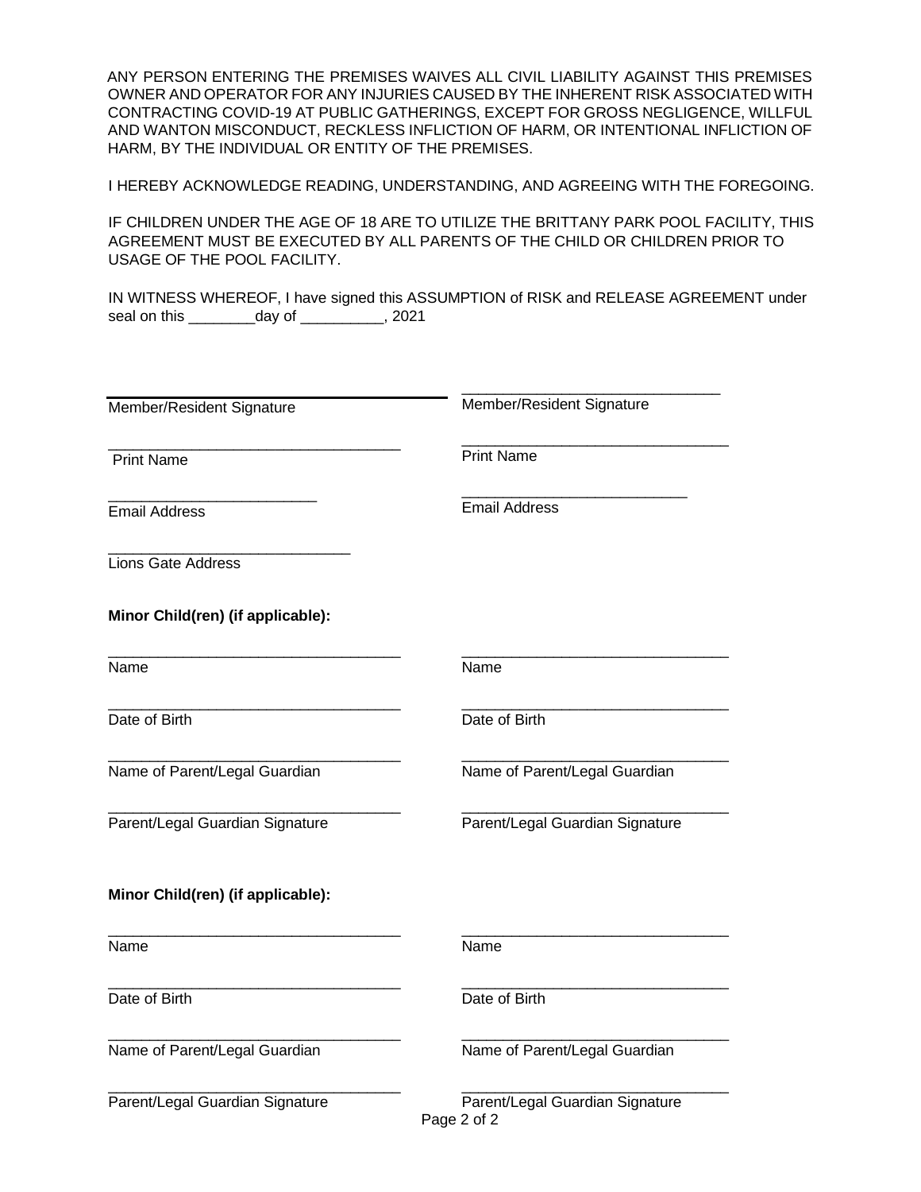ANY PERSON ENTERING THE PREMISES WAIVES ALL CIVIL LIABILITY AGAINST THIS PREMISES OWNER AND OPERATOR FOR ANY INJURIES CAUSED BY THE INHERENT RISK ASSOCIATED WITH CONTRACTING COVID-19 AT PUBLIC GATHERINGS, EXCEPT FOR GROSS NEGLIGENCE, WILLFUL AND WANTON MISCONDUCT, RECKLESS INFLICTION OF HARM, OR INTENTIONAL INFLICTION OF HARM, BY THE INDIVIDUAL OR ENTITY OF THE PREMISES.

I HEREBY ACKNOWLEDGE READING, UNDERSTANDING, AND AGREEING WITH THE FOREGOING.

IF CHILDREN UNDER THE AGE OF 18 ARE TO UTILIZE THE BRITTANY PARK POOL FACILITY, THIS AGREEMENT MUST BE EXECUTED BY ALL PARENTS OF THE CHILD OR CHILDREN PRIOR TO USAGE OF THE POOL FACILITY.

IN WITNESS WHEREOF, I have signed this ASSUMPTION of RISK and RELEASE AGREEMENT under seal on this ________day of __________, 2021

| | |
|---|---|
| ___________________________ | ___________________________ |
| Member/Resident Signature | Member/Resident Signature |
| ___________________________ | ___________________________ |
| Print Name | Print Name |
| ___________________________ | ___________________________ |
| Email Address | Email Address |
| ___________________________ | |
| Lions Gate Address | |

**Minor Child(ren) (if applicable):**

| | |
|---|---|
| ___________________________ | ___________________________ |
| Name | Name |
| ___________________________ | ___________________________ |
| Date of Birth | Date of Birth |
| ___________________________ | ___________________________ |
| Name of Parent/Legal Guardian | Name of Parent/Legal Guardian |
| ___________________________ | ___________________________ |
| Parent/Legal Guardian Signature | Parent/Legal Guardian Signature |

**Minor Child(ren) (if applicable):**

| | |
|---|---|
| ___________________________ | ___________________________ |
| Name | Name |
| ___________________________ | ___________________________ |
| Date of Birth | Date of Birth |
| ___________________________ | ___________________________ |
| Name of Parent/Legal Guardian | Name of Parent/Legal Guardian |
| ___________________________ | ___________________________ |
| Parent/Legal Guardian Signature | Parent/Legal Guardian Signature |